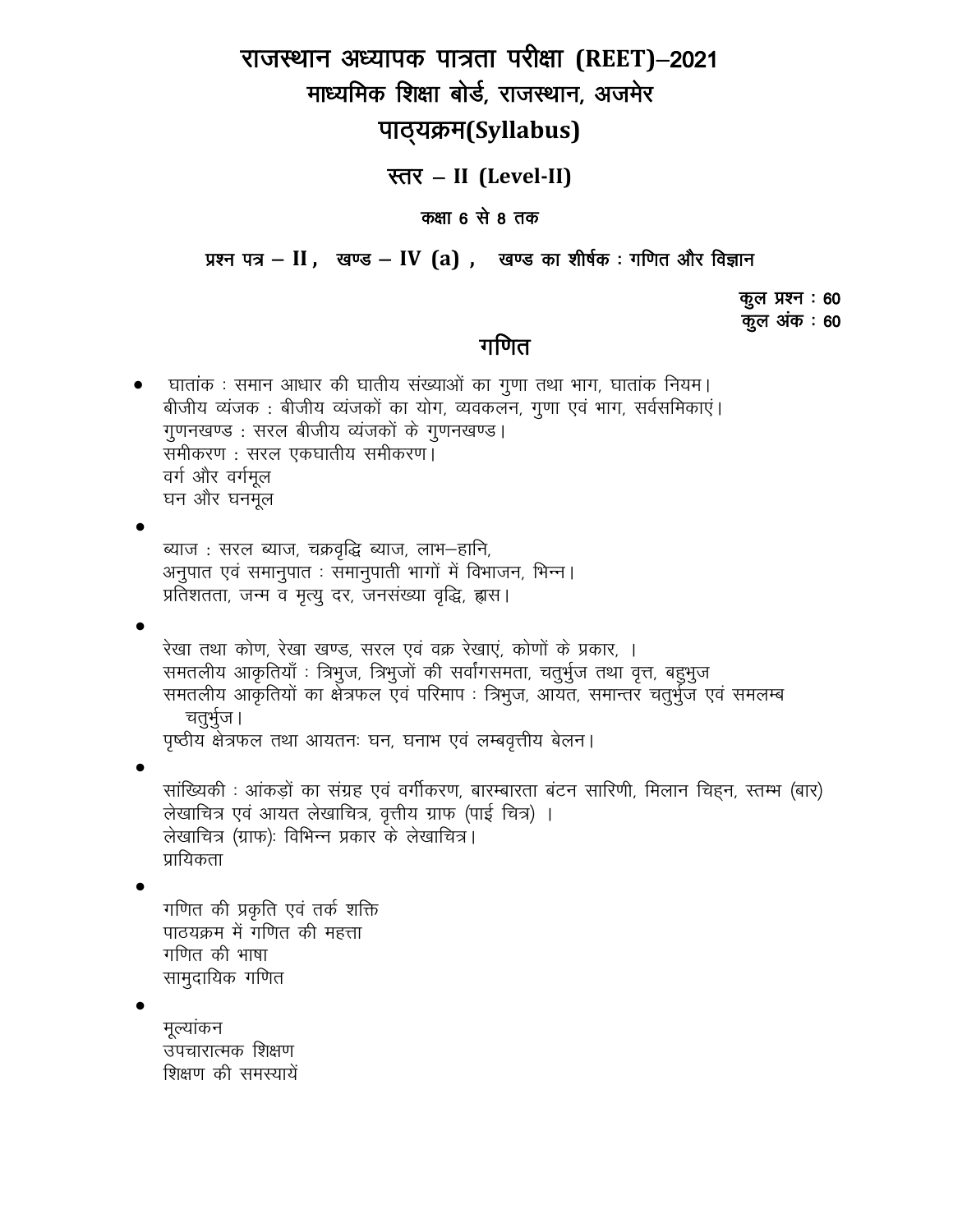# राजस्थान अध्यापक पात्रता परीक्षा (REET)–2021

## माध्यमिक शिक्षा बोर्ड, राजस्थान, अजमेर

## पाठ्यक्रम(Syllabus)

### स्तर – II (Level-II)

**कक्षा 6 से 8 तक**

**प्रश्न पत्र – II , खण्ड – IV (a) , खण्ड का शीर्षक : गणित और विज्ञान**

**कुल प्रश्न : 60**
**कुल अंक : 60**

## गणित

- घातांक : समान आधार की घातीय संख्याओं का गुणा तथा भाग, घातांक नियम।
  बीजीय व्यंजक : बीजीय व्यंजकों का योग, व्यवकलन, गुणा एवं भाग, सर्वसमिकाएं।
  गुणनखण्ड : सरल बीजीय व्यंजकों के गुणनखण्ड।
  समीकरण : सरल एकघातीय समीकरण।
  वर्ग और वर्गमूल
  घन और घनमूल

- ब्याज : सरल ब्याज, चक्रवृद्धि ब्याज, लाभ–हानि,
  अनुपात एवं समानुपात : समानुपाती भागों में विभाजन, भिन्न।
  प्रतिशतता, जन्म व मृत्यु दर, जनसंख्या वृद्धि, ह्रास।

- रेखा तथा कोण, रेखा खण्ड, सरल एवं वक्र रेखाएं, कोणों के प्रकार, ।
  समतलीय आकृतियाँ : त्रिभुज, त्रिभुजों की सर्वांगसमता, चतुर्भुज तथा वृत्त, बहुभुज
  समतलीय आकृतियों का क्षेत्रफल एवं परिमाप : त्रिभुज, आयत, समान्तर चतुर्भुज एवं समलम्ब चतुर्भुज।
  पृष्ठीय क्षेत्रफल तथा आयतनः घन, घनाभ एवं लम्बवृत्तीय बेलन।

- सांख्यिकी : आंकड़ों का संग्रह एवं वर्गीकरण, बारम्बारता बंटन सारिणी, मिलान चिह्न, स्तम्भ (बार) लेखाचित्र एवं आयत लेखाचित्र, वृत्तीय ग्राफ (पाई चित्र) ।
  लेखाचित्र (ग्राफ): विभिन्न प्रकार के लेखाचित्र।
  प्रायिकता

- गणित की प्रकृति एवं तर्क शक्ति
  पाठयक्रम में गणित की महत्ता
  गणित की भाषा
  सामुदायिक गणित

- मूल्यांकन
  उपचारात्मक शिक्षण
  शिक्षण की समस्यायें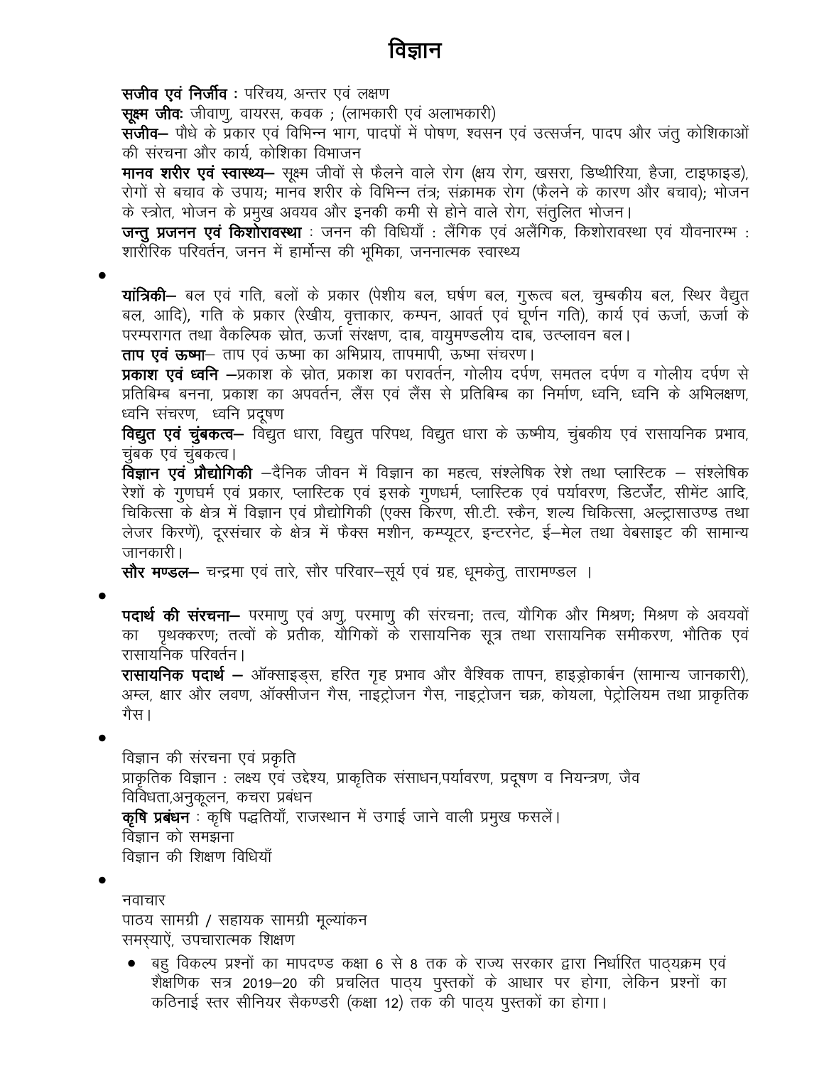# विज्ञान

**सजीव एवं निर्जीव** : परिचय, अन्तर एवं लक्षण

**सूक्ष्म जीवः** जीवाणु, वायरस, कवक ; (लाभकारी एवं अलाभकारी)

**सजीव–** पौधे के प्रकार एवं विभिन्न भाग, पादपों में पोषण, श्वसन एवं उत्सर्जन, पादप और जंतु कोशिकाओं की संरचना और कार्य, कोशिका विभाजन

**मानव शरीर एवं स्वास्थ्य–** सूक्ष्म जीवों से फैलने वाले रोग (क्षय रोग, खसरा, डिप्थीरिया, हैजा, टाइफाइड), रोगों से बचाव के उपाय; मानव शरीर के विभिन्न तंत्र; संक्रामक रोग (फैलने के कारण और बचाव); भोजन के स्त्रोत, भोजन के प्रमुख अवयव और इनकी कमी से होने वाले रोग, संतुलित भोजन।

**जन्तु प्रजनन एवं किशोरावस्था** : जनन की विधियाँ : लैंगिक एवं अलैंगिक, किशोरावस्था एवं यौवनारम्भ : शारीरिक परिवर्तन, जनन में हार्मोन्स की भूमिका, जननात्मक स्वास्थ्य

•

**यांत्रिकी–** बल एवं गति, बलों के प्रकार (पेशीय बल, घर्षण बल, गुरूत्व बल, चुम्बकीय बल, स्थिर वैद्युत बल, आदि), गति के प्रकार (रेखीय, वृत्ताकार, कम्पन, आवर्त एवं घूर्णन गति), कार्य एवं ऊर्जा, ऊर्जा के परम्परागत तथा वैकल्पिक स्रोत, ऊर्जा संरक्षण, दाब, वायुमण्डलीय दाब, उत्प्लावन बल।

**ताप एवं ऊष्मा**– ताप एवं ऊष्मा का अभिप्राय, तापमापी, ऊष्मा संचरण।

**प्रकाश एवं ध्वनि –**प्रकाश के स्रोत, प्रकाश का परावर्तन, गोलीय दर्पण, समतल दर्पण व गोलीय दर्पण से प्रतिबिम्ब बनना, प्रकाश का अपवर्तन, लैंस एवं लैंस से प्रतिबिम्ब का निर्माण, ध्वनि, ध्वनि के अभिलक्षण, ध्वनि संचरण, ध्वनि प्रदूषण

**विद्युत एवं चुंबकत्व–** विद्युत धारा, विद्युत परिपथ, विद्युत धारा के ऊष्मीय, चुंबकीय एवं रासायनिक प्रभाव, चुंबक एवं चुंबकत्व।

**विज्ञान एवं प्रौद्योगिकी** –दैनिक जीवन में विज्ञान का महत्व, संश्लेषिक रेशे तथा प्लास्टिक – संश्लेषिक रेशों के गुणधर्म एवं प्रकार, प्लास्टिक एवं इसके गुणधर्म, प्लास्टिक एवं पर्यावरण, डिटर्जेंट, सीमेंट आदि, चिकित्सा के क्षेत्र में विज्ञान एवं प्रौद्योगिकी (एक्स किरण, सी.टी. स्कैन, शल्य चिकित्सा, अल्ट्रासाउण्ड तथा लेजर किरणें), दूरसंचार के क्षेत्र में फैक्स मशीन, कम्प्यूटर, इन्टरनेट, ई–मेल तथा वेबसाइट की सामान्य जानकारी।

**सौर मण्डल–** चन्द्रमा एवं तारे, सौर परिवार–सूर्य एवं ग्रह, धूमकेतु, तारामण्डल ।

•

**पदार्थ की संरचना–** परमाणु एवं अणु, परमाणु की संरचना; तत्व, यौगिक और मिश्रण; मिश्रण के अवयवों का पृथक्करण; तत्वों के प्रतीक, यौगिकों के रासायनिक सूत्र तथा रासायनिक समीकरण, भौतिक एवं रासायनिक परिवर्तन।

**रासायनिक पदार्थ –** ऑक्साइड्स, हरित गृह प्रभाव और वैश्विक तापन, हाइड्रोकार्बन (सामान्य जानकारी), अम्ल, क्षार और लवण, ऑक्सीजन गैस, नाइट्रोजन गैस, नाइट्रोजन चक्र, कोयला, पेट्रोलियम तथा प्राकृतिक गैस।

•

विज्ञान की संरचना एवं प्रकृति

प्राकृतिक विज्ञान : लक्ष्य एवं उद्देश्य, प्राकृतिक संसाधन,पर्यावरण, प्रदूषण व नियन्त्रण, जैव विविधता,अनुकूलन, कचरा प्रबंधन

**कृषि प्रबंधन** : कृषि पद्धतियाँ, राजस्थान में उगाई जाने वाली प्रमुख फसलें।

विज्ञान को समझना

विज्ञान की शिक्षण विधियाँ

•

नवाचार

पाठ्य सामग्री / सहायक सामग्री मूल्यांकन

समस्याऐं, उपचारात्मक शिक्षण

- बहु विकल्प प्रश्नों का मापदण्ड कक्षा 6 से 8 तक के राज्य सरकार द्वारा निर्धारित पाठ्यक्रम एवं शैक्षणिक सत्र 2019–20 की प्रचलित पाठ्य पुस्तकों के आधार पर होगा, लेकिन प्रश्नों का कठिनाई स्तर सीनियर सैकण्डरी (कक्षा 12) तक की पाठ्य पुस्तकों का होगा।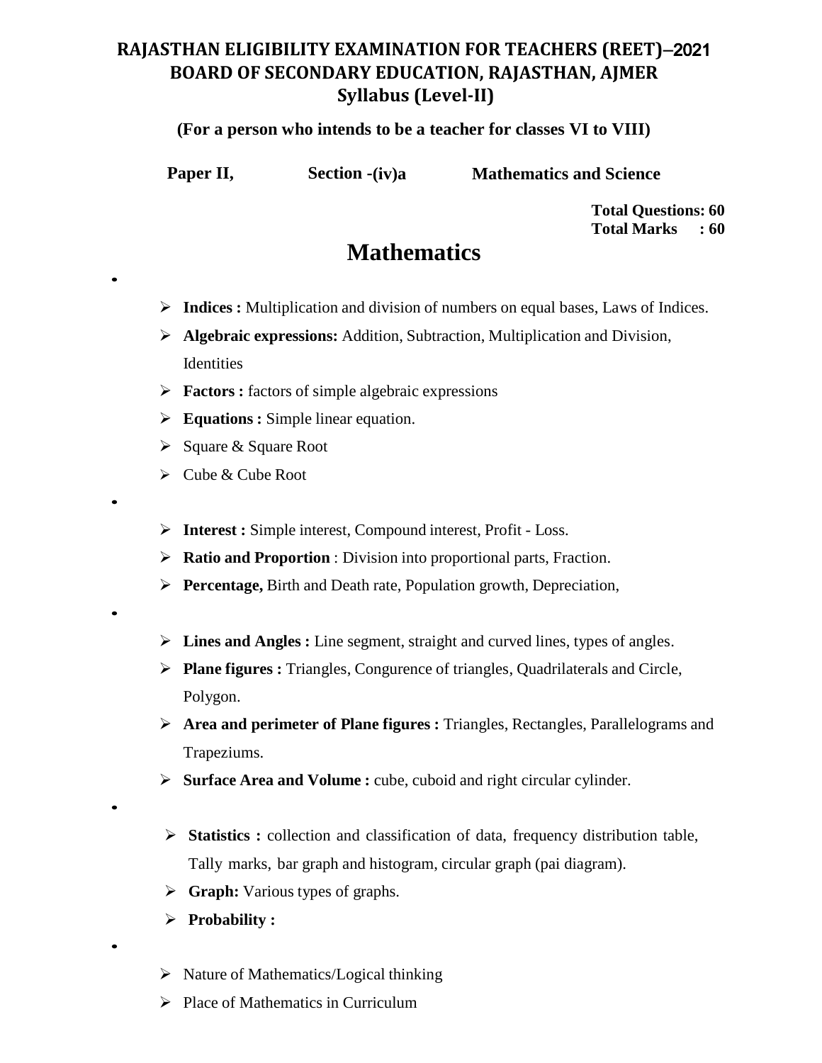# RAJASTHAN ELIGIBILITY EXAMINATION FOR TEACHERS (REET)–2021
## BOARD OF SECONDARY EDUCATION, RAJASTHAN, AJMER
## Syllabus (Level-II)

**(For a person who intends to be a teacher for classes VI to VIII)**

**Paper II,** **Section -(iv)a** **Mathematics and Science**

**Total Questions: 60**
**Total Marks : 60**

# Mathematics

- 
  - **Indices :** Multiplication and division of numbers on equal bases, Laws of Indices.
  - **Algebraic expressions:** Addition, Subtraction, Multiplication and Division, Identities
  - **Factors :** factors of simple algebraic expressions
  - **Equations :** Simple linear equation.
  - Square & Square Root
  - Cube & Cube Root
- 
  - **Interest :** Simple interest, Compound interest, Profit - Loss.
  - **Ratio and Proportion** : Division into proportional parts, Fraction.
  - **Percentage,** Birth and Death rate, Population growth, Depreciation,
- 
  - **Lines and Angles :** Line segment, straight and curved lines, types of angles.
  - **Plane figures :** Triangles, Congurence of triangles, Quadrilaterals and Circle, Polygon.
  - **Area and perimeter of Plane figures :** Triangles, Rectangles, Parallelograms and Trapeziums.
  - **Surface Area and Volume :** cube, cuboid and right circular cylinder.
- 
  - **Statistics :** collection and classification of data, frequency distribution table, Tally marks, bar graph and histogram, circular graph (pai diagram).
  - **Graph:** Various types of graphs.
  - **Probability :**
- 
  - Nature of Mathematics/Logical thinking
  - Place of Mathematics in Curriculum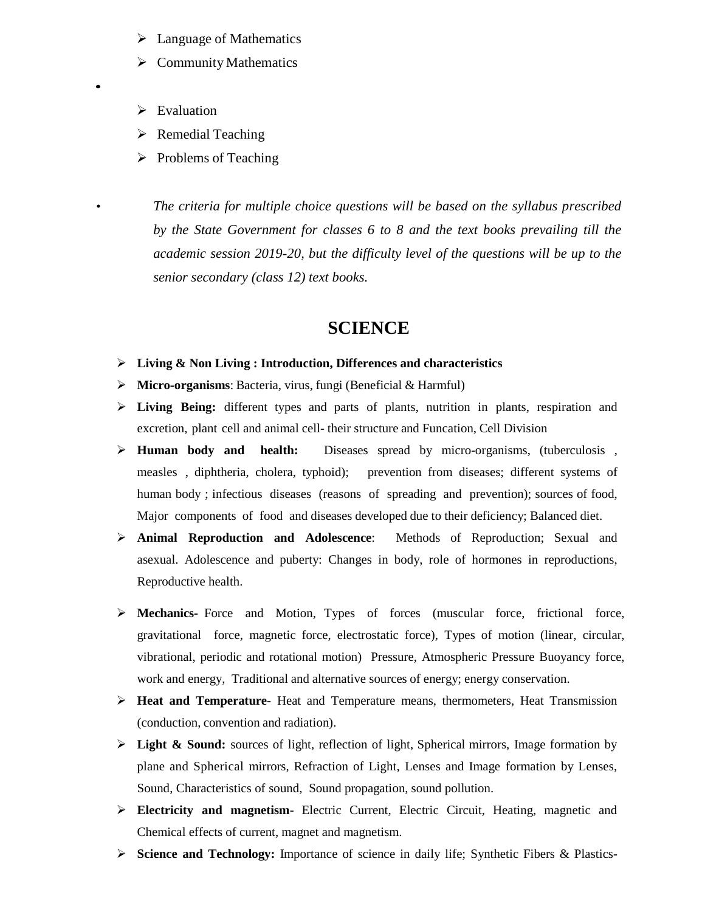- Language of Mathematics
- Community Mathematics

- 
  - Evaluation
  - Remedial Teaching
  - Problems of Teaching

- *The criteria for multiple choice questions will be based on the syllabus prescribed by the State Government for classes 6 to 8 and the text books prevailing till the academic session 2019-20, but the difficulty level of the questions will be up to the senior secondary (class 12) text books.*

## SCIENCE

- **Living & Non Living : Introduction, Differences and characteristics**
- **Micro-organisms**: Bacteria, virus, fungi (Beneficial & Harmful)
- **Living Being:** different types and parts of plants, nutrition in plants, respiration and excretion, plant cell and animal cell- their structure and Funcation, Cell Division
- **Human body and health:** Diseases spread by micro-organisms, (tuberculosis , measles , diphtheria, cholera, typhoid); prevention from diseases; different systems of human body ; infectious diseases (reasons of spreading and prevention); sources of food, Major components of food and diseases developed due to their deficiency; Balanced diet.
- **Animal Reproduction and Adolescence**: Methods of Reproduction; Sexual and asexual. Adolescence and puberty: Changes in body, role of hormones in reproductions, Reproductive health.
- **Mechanics-** Force and Motion, Types of forces (muscular force, frictional force, gravitational force, magnetic force, electrostatic force), Types of motion (linear, circular, vibrational, periodic and rotational motion) Pressure, Atmospheric Pressure Buoyancy force, work and energy, Traditional and alternative sources of energy; energy conservation.
- **Heat and Temperature-** Heat and Temperature means, thermometers, Heat Transmission (conduction, convention and radiation).
- **Light & Sound:** sources of light, reflection of light, Spherical mirrors, Image formation by plane and Spherical mirrors, Refraction of Light, Lenses and Image formation by Lenses, Sound, Characteristics of sound, Sound propagation, sound pollution.
- **Electricity and magnetism**- Electric Current, Electric Circuit, Heating, magnetic and Chemical effects of current, magnet and magnetism.
- **Science and Technology:** Importance of science in daily life; Synthetic Fibers & Plastics-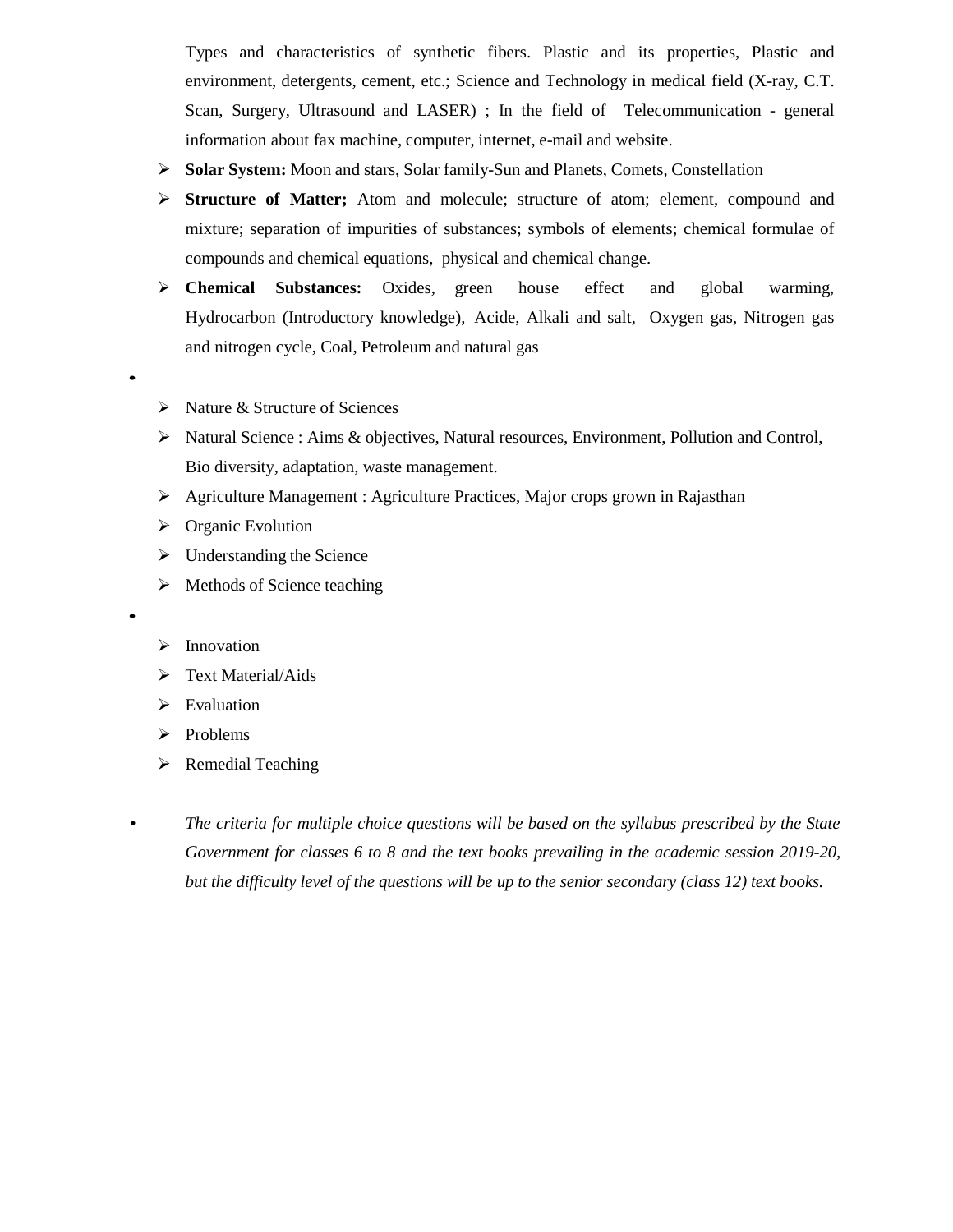Types and characteristics of synthetic fibers. Plastic and its properties, Plastic and environment, detergents, cement, etc.; Science and Technology in medical field (X-ray, C.T. Scan, Surgery, Ultrasound and LASER) ; In the field of Telecommunication - general information about fax machine, computer, internet, e-mail and website.

- **Solar System:** Moon and stars, Solar family-Sun and Planets, Comets, Constellation
- **Structure of Matter;** Atom and molecule; structure of atom; element, compound and mixture; separation of impurities of substances; symbols of elements; chemical formulae of compounds and chemical equations, physical and chemical change.
- **Chemical Substances:** Oxides, green house effect and global warming, Hydrocarbon (Introductory knowledge), Acide, Alkali and salt, Oxygen gas, Nitrogen gas and nitrogen cycle, Coal, Petroleum and natural gas

- 
  - Nature & Structure of Sciences
  - Natural Science : Aims & objectives, Natural resources, Environment, Pollution and Control, Bio diversity, adaptation, waste management.
  - Agriculture Management : Agriculture Practices, Major crops grown in Rajasthan
  - Organic Evolution
  - Understanding the Science
  - Methods of Science teaching

- 
  - Innovation
  - Text Material/Aids
  - Evaluation
  - Problems
  - Remedial Teaching

- *The criteria for multiple choice questions will be based on the syllabus prescribed by the State Government for classes 6 to 8 and the text books prevailing in the academic session 2019-20, but the difficulty level of the questions will be up to the senior secondary (class 12) text books.*